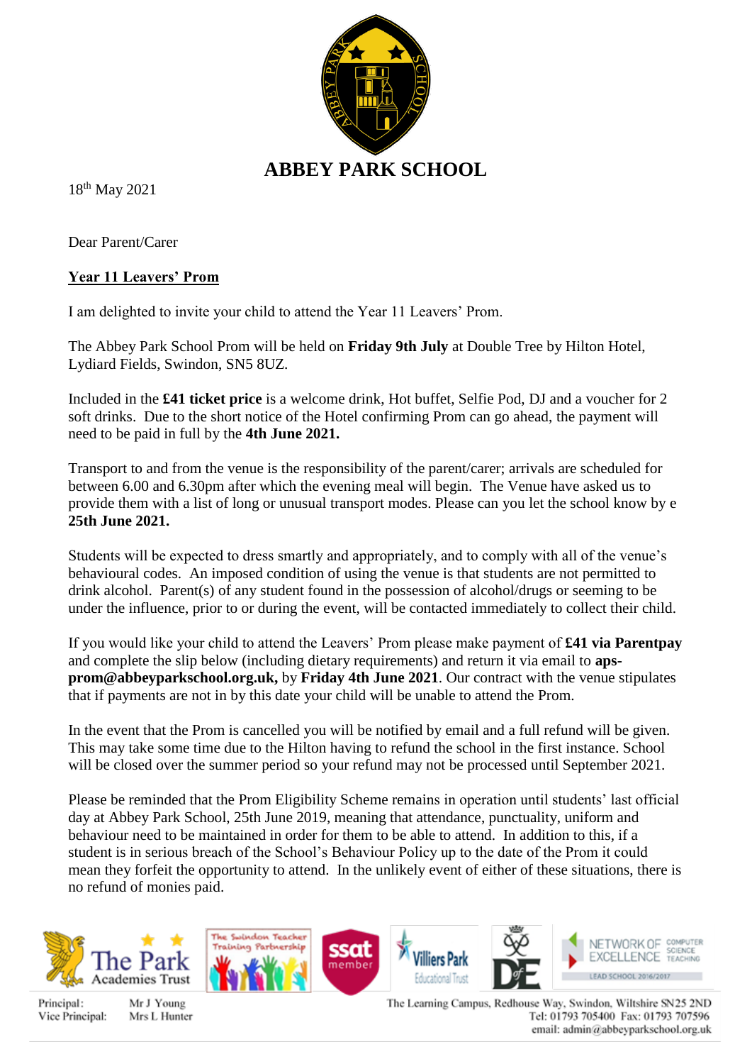# ABBEY PARK SCHOOL

18th May 2021

Dear Parent/Carer

**Year 11 Leavers' Prom**

I am delighted to invite your child to attend the Year 11 Leavers' Prom.

The Abbey Park School Prom will be held on **Friday 9th July** at Double Tree by Hilton Hotel, Lydiard Fields, Swindon, SN5 8UZ.

Included in the **£41 ticket price** is a welcome drink, Hot buffet, Selfie Pod, DJ and a voucher for 2 soft drinks. Due to the short notice of the Hotel confirming Prom can go ahead, the payment will need to be paid in full by the **4th June 2021.**

Transport to and from the venue is the responsibility of the parent/carer; arrivals are scheduled for between 6.00 and 6.30pm after which the evening meal will begin. The Venue have asked us to provide them with a list of long or unusual transport modes. Please can you let the school know by e **25th June 2021.**

Students will be expected to dress smartly and appropriately, and to comply with all of the venue's behavioural codes. An imposed condition of using the venue is that students are not permitted to drink alcohol. Parent(s) of any student found in the possession of alcohol/drugs or seeming to be under the influence, prior to or during the event, will be contacted immediately to collect their child.

If you would like your child to attend the Leavers' Prom please make payment of **£41 via Parentpay** and complete the slip below (including dietary requirements) and return it via email to **aps-prom@abbeyparkschool.org.uk,** by **Friday 4th June 2021**. Our contract with the venue stipulates that if payments are not in by this date your child will be unable to attend the Prom.

In the event that the Prom is cancelled you will be notified by email and a full refund will be given. This may take some time due to the Hilton having to refund the school in the first instance. School will be closed over the summer period so your refund may not be processed until September 2021.

Please be reminded that the Prom Eligibility Scheme remains in operation until students' last official day at Abbey Park School, 25th June 2019, meaning that attendance, punctuality, uniform and behaviour need to be maintained in order for them to be able to attend. In addition to this, if a student is in serious breach of the School's Behaviour Policy up to the date of the Prom it could mean they forfeit the opportunity to attend. In the unlikely event of either of these situations, there is no refund of monies paid.

Principal: Mr J Young
Vice Principal: Mrs L Hunter

The Learning Campus, Redhouse Way, Swindon, Wiltshire SN25 2ND
Tel: 01793 705400 Fax: 01793 707596
email: admin@abbeyparkschool.org.uk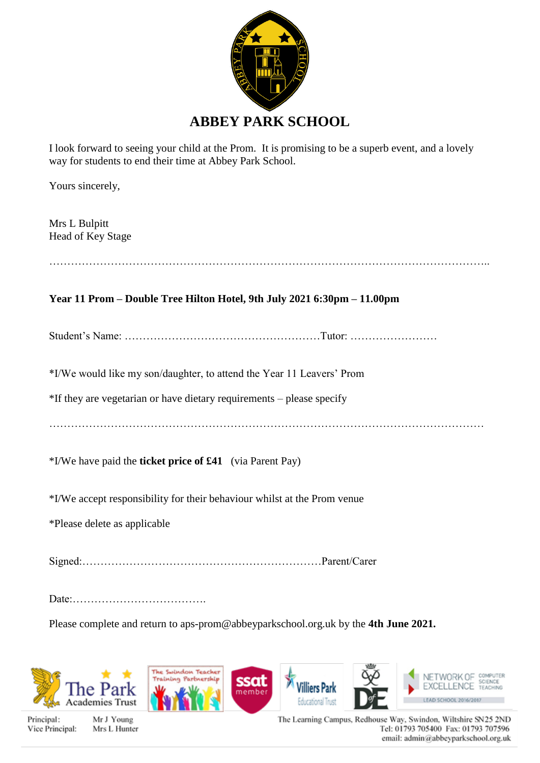# ABBEY PARK SCHOOL

I look forward to seeing your child at the Prom. It is promising to be a superb event, and a lovely way for students to end their time at Abbey Park School.

Yours sincerely,

Mrs L Bulpitt
Head of Key Stage

…………………………………………………………………………………………………………..

**Year 11 Prom – Double Tree Hilton Hotel, 9th July 2021 6:30pm – 11.00pm**

Student's Name: ………………………………………………Tutor: ……………………

*I/We would like my son/daughter, to attend the Year 11 Leavers' Prom

*If they are vegetarian or have dietary requirements – please specify

…………………………………………………………………………………………………………

*I/We have paid the **ticket price of £41** (via Parent Pay)

*I/We accept responsibility for their behaviour whilst at the Prom venue

*Please delete as applicable

Signed:…………………………………………………………Parent/Carer

Date:……………………………….

Please complete and return to aps-prom@abbeyparkschool.org.uk by the **4th June 2021.**

Principal: Mr J Young
Vice Principal: Mrs L Hunter

The Learning Campus, Redhouse Way, Swindon, Wiltshire SN25 2ND
Tel: 01793 705400 Fax: 01793 707596
email: admin@abbeyparkschool.org.uk